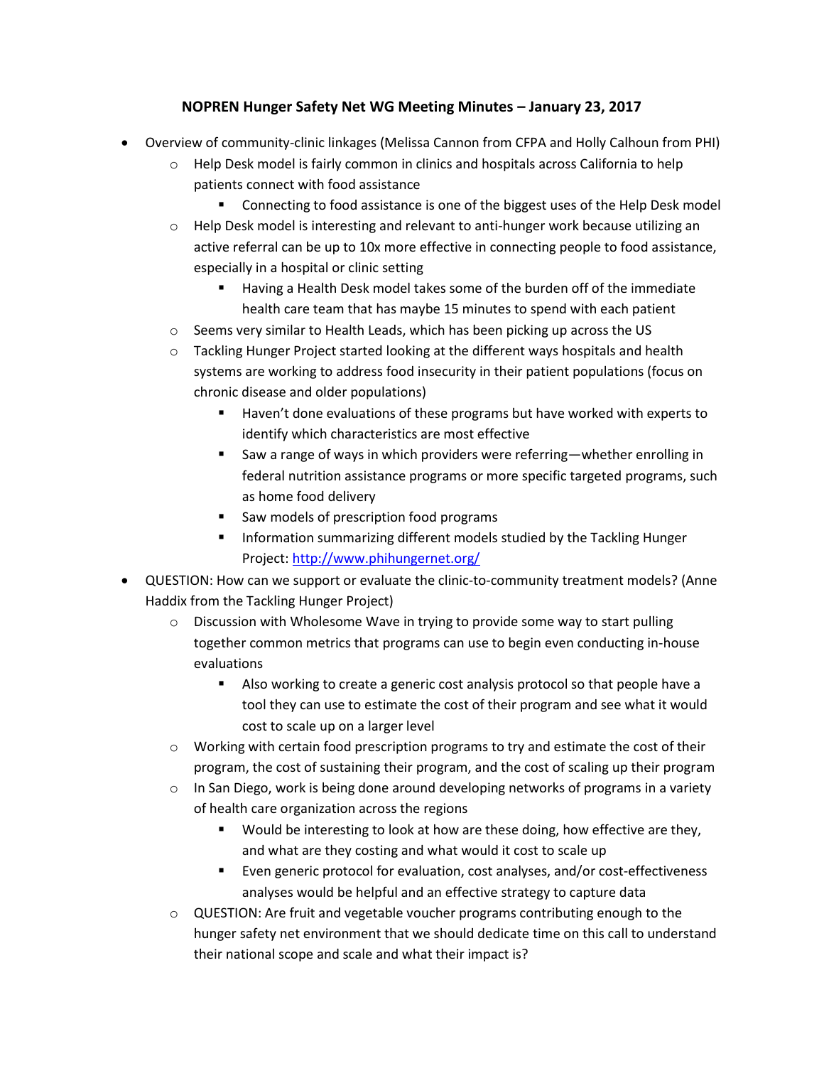## NOPREN Hunger Safety Net WG Meeting Minutes – January 23, 2017

- Overview of community-clinic linkages (Melissa Cannon from CFPA and Holly Calhoun from PHI)
    - Help Desk model is fairly common in clinics and hospitals across California to help patients connect with food assistance
        - Connecting to food assistance is one of the biggest uses of the Help Desk model
    - Help Desk model is interesting and relevant to anti-hunger work because utilizing an active referral can be up to 10x more effective in connecting people to food assistance, especially in a hospital or clinic setting
        - Having a Health Desk model takes some of the burden off of the immediate health care team that has maybe 15 minutes to spend with each patient
    - Seems very similar to Health Leads, which has been picking up across the US
    - Tackling Hunger Project started looking at the different ways hospitals and health systems are working to address food insecurity in their patient populations (focus on chronic disease and older populations)
        - Haven't done evaluations of these programs but have worked with experts to identify which characteristics are most effective
        - Saw a range of ways in which providers were referring—whether enrolling in federal nutrition assistance programs or more specific targeted programs, such as home food delivery
        - Saw models of prescription food programs
        - Information summarizing different models studied by the Tackling Hunger Project: [http://www.phihungernet.org/](http://www.phihungernet.org/)
- QUESTION: How can we support or evaluate the clinic-to-community treatment models? (Anne Haddix from the Tackling Hunger Project)
    - Discussion with Wholesome Wave in trying to provide some way to start pulling together common metrics that programs can use to begin even conducting in-house evaluations
        - Also working to create a generic cost analysis protocol so that people have a tool they can use to estimate the cost of their program and see what it would cost to scale up on a larger level
    - Working with certain food prescription programs to try and estimate the cost of their program, the cost of sustaining their program, and the cost of scaling up their program
    - In San Diego, work is being done around developing networks of programs in a variety of health care organization across the regions
        - Would be interesting to look at how are these doing, how effective are they, and what are they costing and what would it cost to scale up
        - Even generic protocol for evaluation, cost analyses, and/or cost-effectiveness analyses would be helpful and an effective strategy to capture data
    - QUESTION: Are fruit and vegetable voucher programs contributing enough to the hunger safety net environment that we should dedicate time on this call to understand their national scope and scale and what their impact is?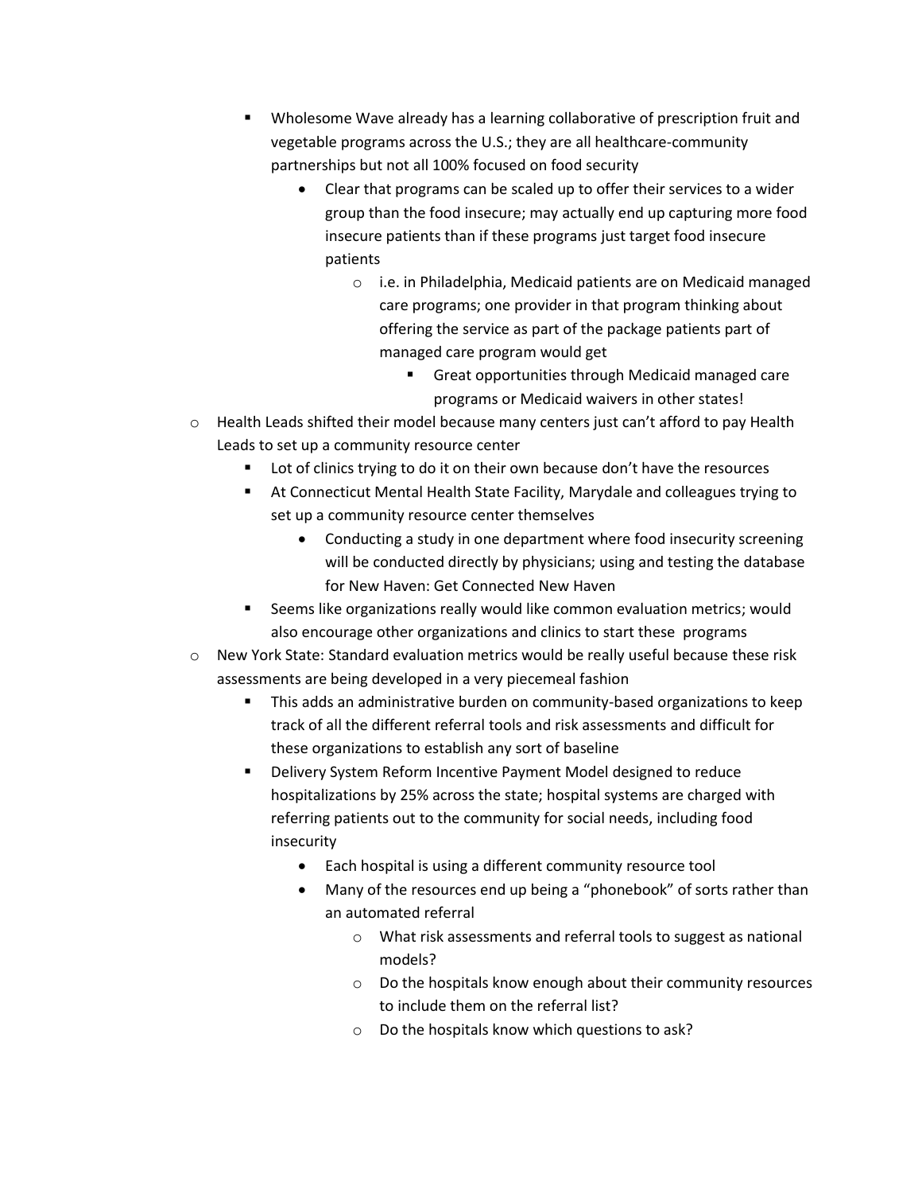- Wholesome Wave already has a learning collaborative of prescription fruit and vegetable programs across the U.S.; they are all healthcare-community partnerships but not all 100% focused on food security
        - Clear that programs can be scaled up to offer their services to a wider group than the food insecure; may actually end up capturing more food insecure patients than if these programs just target food insecure patients
          - i.e. in Philadelphia, Medicaid patients are on Medicaid managed care programs; one provider in that program thinking about offering the service as part of the package patients part of managed care program would get
            - Great opportunities through Medicaid managed care programs or Medicaid waivers in other states!
  - Health Leads shifted their model because many centers just can't afford to pay Health Leads to set up a community resource center
    - Lot of clinics trying to do it on their own because don't have the resources
    - At Connecticut Mental Health State Facility, Marydale and colleagues trying to set up a community resource center themselves
      - Conducting a study in one department where food insecurity screening will be conducted directly by physicians; using and testing the database for New Haven: Get Connected New Haven
    - Seems like organizations really would like common evaluation metrics; would also encourage other organizations and clinics to start these programs
  - New York State: Standard evaluation metrics would be really useful because these risk assessments are being developed in a very piecemeal fashion
    - This adds an administrative burden on community-based organizations to keep track of all the different referral tools and risk assessments and difficult for these organizations to establish any sort of baseline
    - Delivery System Reform Incentive Payment Model designed to reduce hospitalizations by 25% across the state; hospital systems are charged with referring patients out to the community for social needs, including food insecurity
      - Each hospital is using a different community resource tool
      - Many of the resources end up being a "phonebook" of sorts rather than an automated referral
        - What risk assessments and referral tools to suggest as national models?
        - Do the hospitals know enough about their community resources to include them on the referral list?
        - Do the hospitals know which questions to ask?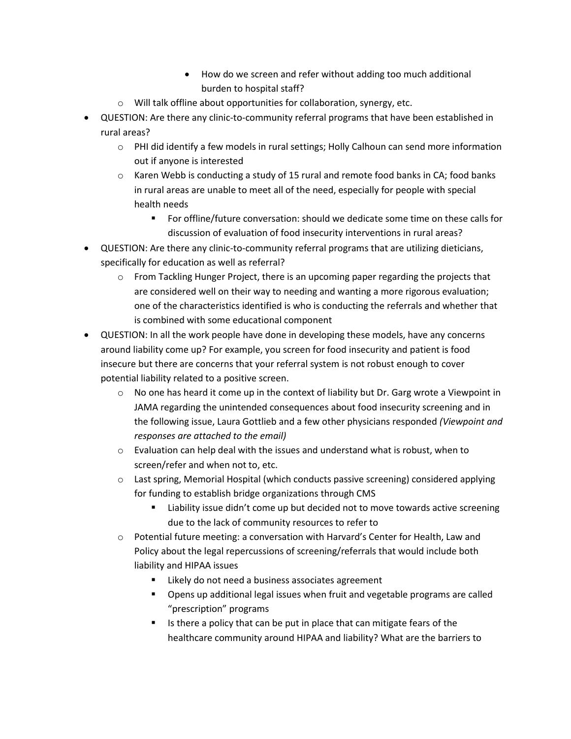- How do we screen and refer without adding too much additional burden to hospital staff?
    - Will talk offline about opportunities for collaboration, synergy, etc.
- QUESTION: Are there any clinic-to-community referral programs that have been established in rural areas?
    - PHI did identify a few models in rural settings; Holly Calhoun can send more information out if anyone is interested
    - Karen Webb is conducting a study of 15 rural and remote food banks in CA; food banks in rural areas are unable to meet all of the need, especially for people with special health needs
        - For offline/future conversation: should we dedicate some time on these calls for discussion of evaluation of food insecurity interventions in rural areas?
- QUESTION: Are there any clinic-to-community referral programs that are utilizing dieticians, specifically for education as well as referral?
    - From Tackling Hunger Project, there is an upcoming paper regarding the projects that are considered well on their way to needing and wanting a more rigorous evaluation; one of the characteristics identified is who is conducting the referrals and whether that is combined with some educational component
- QUESTION: In all the work people have done in developing these models, have any concerns around liability come up? For example, you screen for food insecurity and patient is food insecure but there are concerns that your referral system is not robust enough to cover potential liability related to a positive screen.
    - No one has heard it come up in the context of liability but Dr. Garg wrote a Viewpoint in JAMA regarding the unintended consequences about food insecurity screening and in the following issue, Laura Gottlieb and a few other physicians responded *(Viewpoint and responses are attached to the email)*
    - Evaluation can help deal with the issues and understand what is robust, when to screen/refer and when not to, etc.
    - Last spring, Memorial Hospital (which conducts passive screening) considered applying for funding to establish bridge organizations through CMS
        - Liability issue didn't come up but decided not to move towards active screening due to the lack of community resources to refer to
    - Potential future meeting: a conversation with Harvard's Center for Health, Law and Policy about the legal repercussions of screening/referrals that would include both liability and HIPAA issues
        - Likely do not need a business associates agreement
        - Opens up additional legal issues when fruit and vegetable programs are called "prescription" programs
        - Is there a policy that can be put in place that can mitigate fears of the healthcare community around HIPAA and liability? What are the barriers to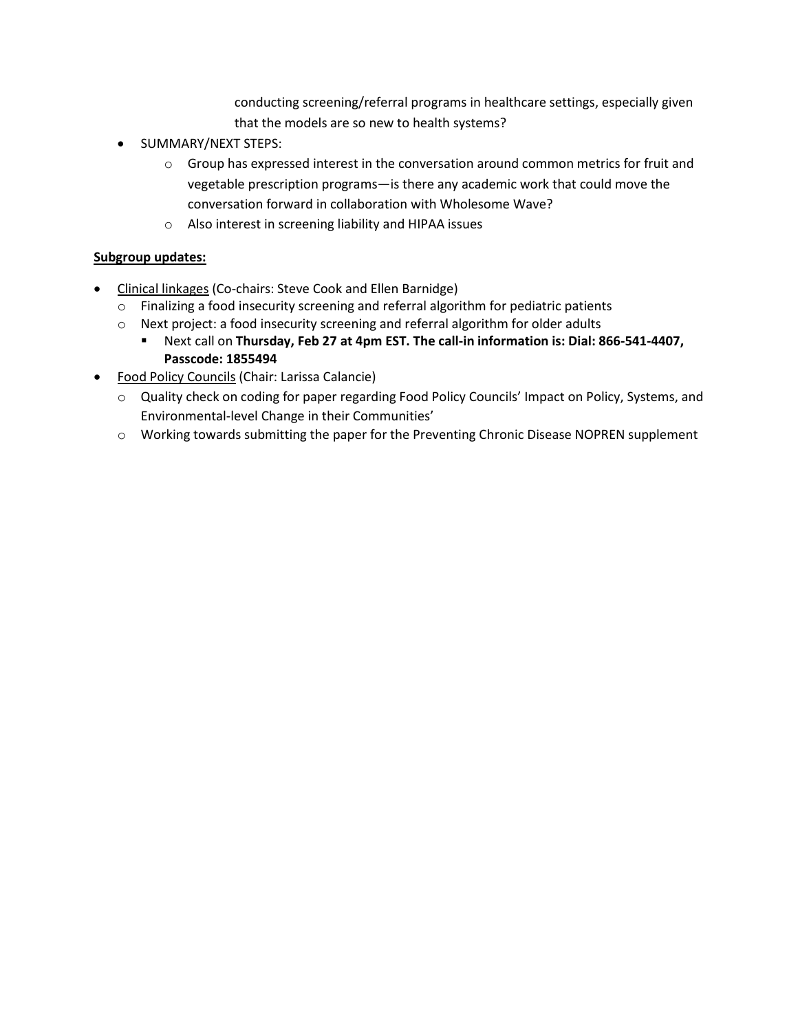conducting screening/referral programs in healthcare settings, especially given that the models are so new to health systems?

- SUMMARY/NEXT STEPS:
  - Group has expressed interest in the conversation around common metrics for fruit and vegetable prescription programs—is there any academic work that could move the conversation forward in collaboration with Wholesome Wave?
  - Also interest in screening liability and HIPAA issues

**Subgroup updates:**

- Clinical linkages (Co-chairs: Steve Cook and Ellen Barnidge)
  - Finalizing a food insecurity screening and referral algorithm for pediatric patients
  - Next project: a food insecurity screening and referral algorithm for older adults
    - Next call on **Thursday, Feb 27 at 4pm EST. The call-in information is: Dial: 866-541-4407, Passcode: 1855494**
- Food Policy Councils (Chair: Larissa Calancie)
  - Quality check on coding for paper regarding Food Policy Councils' Impact on Policy, Systems, and Environmental-level Change in their Communities'
  - Working towards submitting the paper for the Preventing Chronic Disease NOPREN supplement